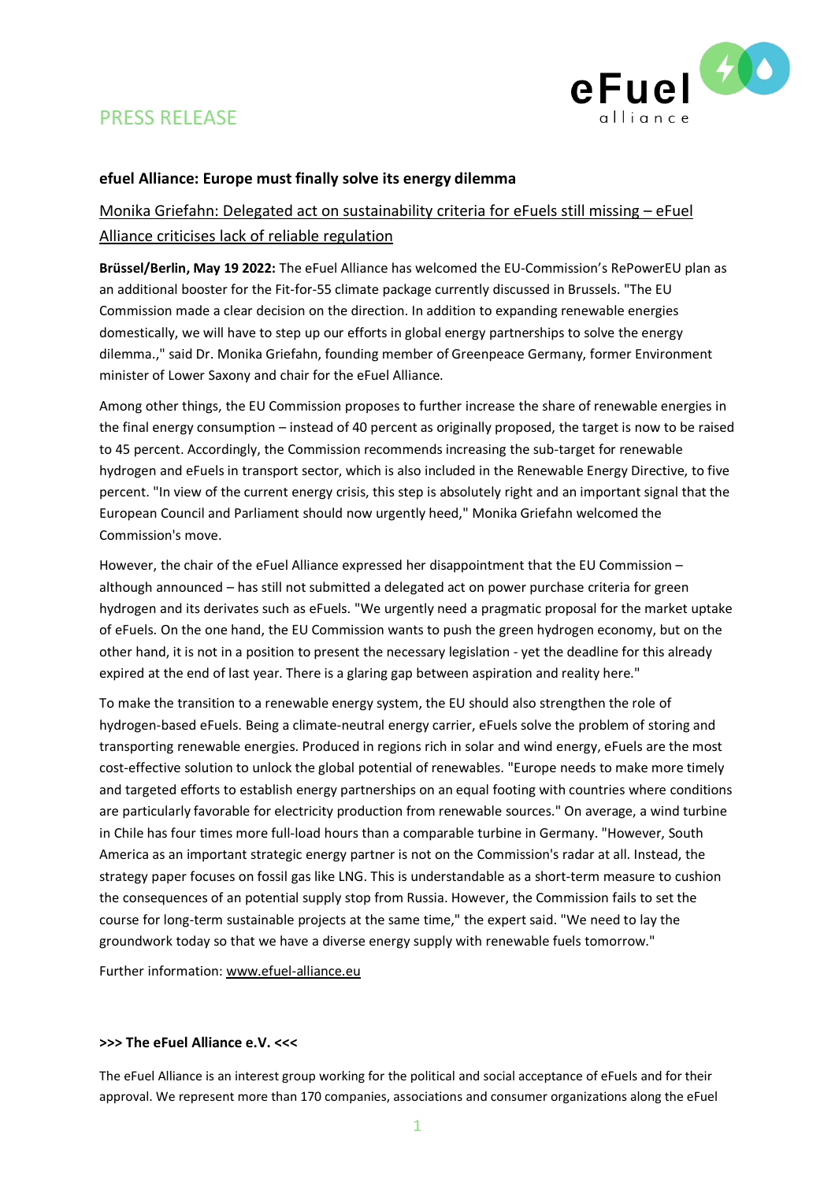PRESS RELEASE

**efuel Alliance: Europe must finally solve its energy dilemma**

Monika Griefahn: Delegated act on sustainability criteria for eFuels still missing – eFuel Alliance criticises lack of reliable regulation

**Brüssel/Berlin, May 19 2022:** The eFuel Alliance has welcomed the EU-Commission's RePowerEU plan as an additional booster for the Fit-for-55 climate package currently discussed in Brussels. "The EU Commission made a clear decision on the direction. In addition to expanding renewable energies domestically, we will have to step up our efforts in global energy partnerships to solve the energy dilemma.," said Dr. Monika Griefahn, founding member of Greenpeace Germany, former Environment minister of Lower Saxony and chair for the eFuel Alliance.

Among other things, the EU Commission proposes to further increase the share of renewable energies in the final energy consumption – instead of 40 percent as originally proposed, the target is now to be raised to 45 percent. Accordingly, the Commission recommends increasing the sub-target for renewable hydrogen and eFuels in transport sector, which is also included in the Renewable Energy Directive, to five percent. "In view of the current energy crisis, this step is absolutely right and an important signal that the European Council and Parliament should now urgently heed," Monika Griefahn welcomed the Commission's move.

However, the chair of the eFuel Alliance expressed her disappointment that the EU Commission – although announced – has still not submitted a delegated act on power purchase criteria for green hydrogen and its derivates such as eFuels. "We urgently need a pragmatic proposal for the market uptake of eFuels. On the one hand, the EU Commission wants to push the green hydrogen economy, but on the other hand, it is not in a position to present the necessary legislation - yet the deadline for this already expired at the end of last year. There is a glaring gap between aspiration and reality here."

To make the transition to a renewable energy system, the EU should also strengthen the role of hydrogen-based eFuels. Being a climate-neutral energy carrier, eFuels solve the problem of storing and transporting renewable energies. Produced in regions rich in solar and wind energy, eFuels are the most cost-effective solution to unlock the global potential of renewables. "Europe needs to make more timely and targeted efforts to establish energy partnerships on an equal footing with countries where conditions are particularly favorable for electricity production from renewable sources." On average, a wind turbine in Chile has four times more full-load hours than a comparable turbine in Germany. "However, South America as an important strategic energy partner is not on the Commission's radar at all. Instead, the strategy paper focuses on fossil gas like LNG. This is understandable as a short-term measure to cushion the consequences of an potential supply stop from Russia. However, the Commission fails to set the course for long-term sustainable projects at the same time," the expert said. "We need to lay the groundwork today so that we have a diverse energy supply with renewable fuels tomorrow."

Further information: www.efuel-alliance.eu

**>>> The eFuel Alliance e.V. <<<**

The eFuel Alliance is an interest group working for the political and social acceptance of eFuels and for their approval. We represent more than 170 companies, associations and consumer organizations along the eFuel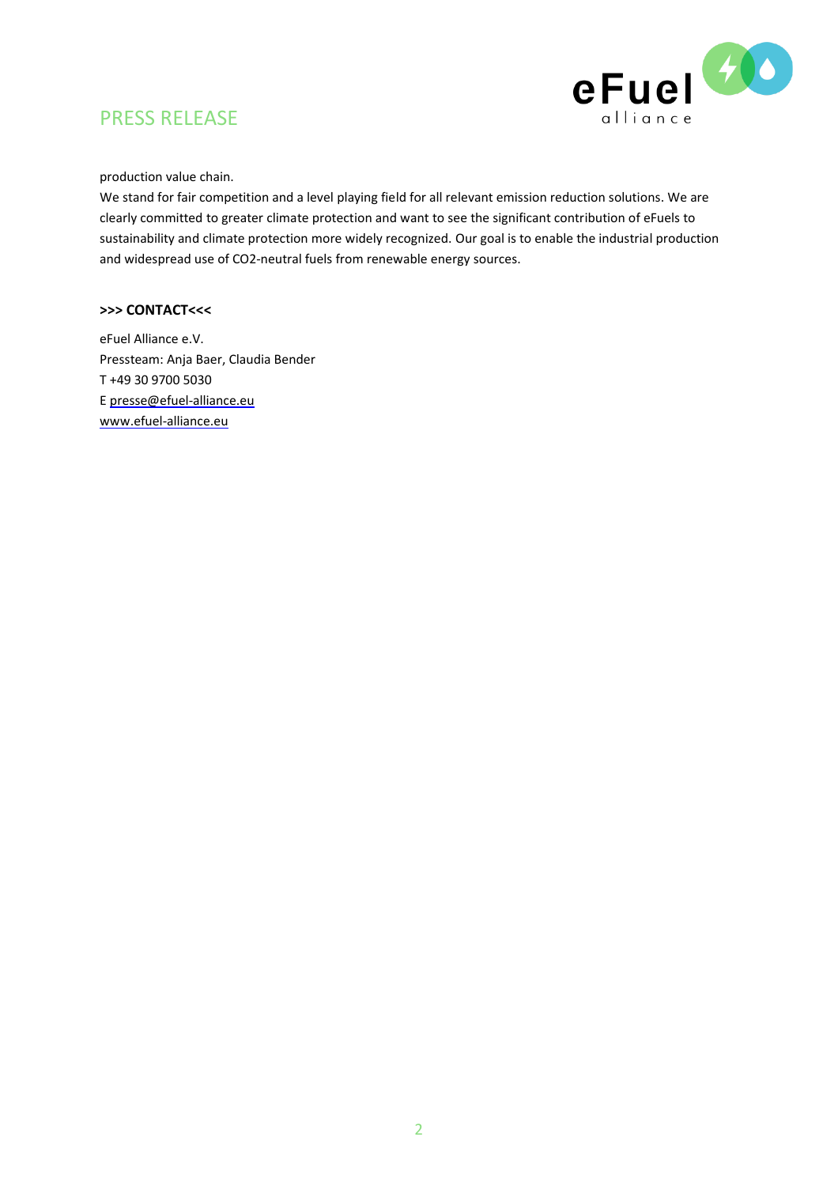production value chain.

We stand for fair competition and a level playing field for all relevant emission reduction solutions. We are clearly committed to greater climate protection and want to see the significant contribution of eFuels to sustainability and climate protection more widely recognized. Our goal is to enable the industrial production and widespread use of CO2-neutral fuels from renewable energy sources.

**>>> CONTACT<<<**

eFuel Alliance e.V.
Pressteam: Anja Baer, Claudia Bender
T +49 30 9700 5030
E presse@efuel-alliance.eu
www.efuel-alliance.eu